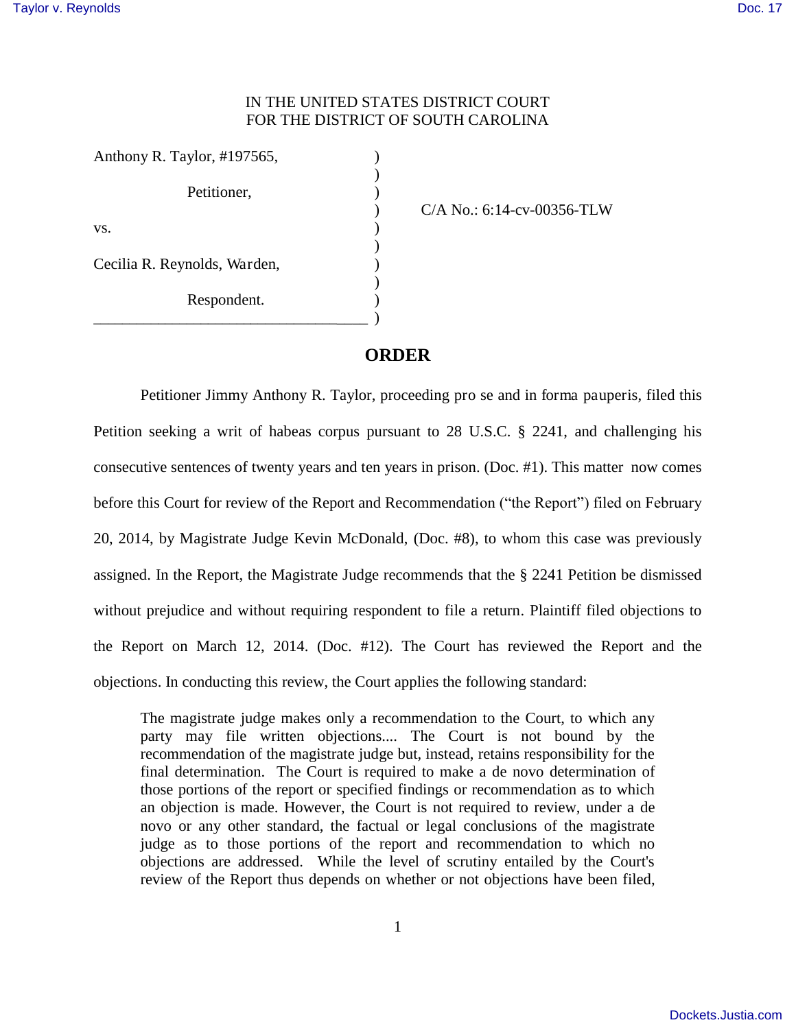IN THE UNITED STATES DISTRICT COURT
FOR THE DISTRICT OF SOUTH CAROLINA

Anthony R. Taylor, #197565,

Petitioner,

vs.

Cecilia R. Reynolds, Warden,

Respondent.

C/A No.: 6:14-cv-00356-TLW

# ORDER

Petitioner Jimmy Anthony R. Taylor, proceeding pro se and in forma pauperis, filed this Petition seeking a writ of habeas corpus pursuant to 28 U.S.C. § 2241, and challenging his consecutive sentences of twenty years and ten years in prison. (Doc. #1). This matter now comes before this Court for review of the Report and Recommendation ("the Report") filed on February 20, 2014, by Magistrate Judge Kevin McDonald, (Doc. #8), to whom this case was previously assigned. In the Report, the Magistrate Judge recommends that the § 2241 Petition be dismissed without prejudice and without requiring respondent to file a return. Plaintiff filed objections to the Report on March 12, 2014. (Doc. #12). The Court has reviewed the Report and the objections. In conducting this review, the Court applies the following standard:

> The magistrate judge makes only a recommendation to the Court, to which any party may file written objections.... The Court is not bound by the recommendation of the magistrate judge but, instead, retains responsibility for the final determination. The Court is required to make a de novo determination of those portions of the report or specified findings or recommendation as to which an objection is made. However, the Court is not required to review, under a de novo or any other standard, the factual or legal conclusions of the magistrate judge as to those portions of the report and recommendation to which no objections are addressed. While the level of scrutiny entailed by the Court's review of the Report thus depends on whether or not objections have been filed,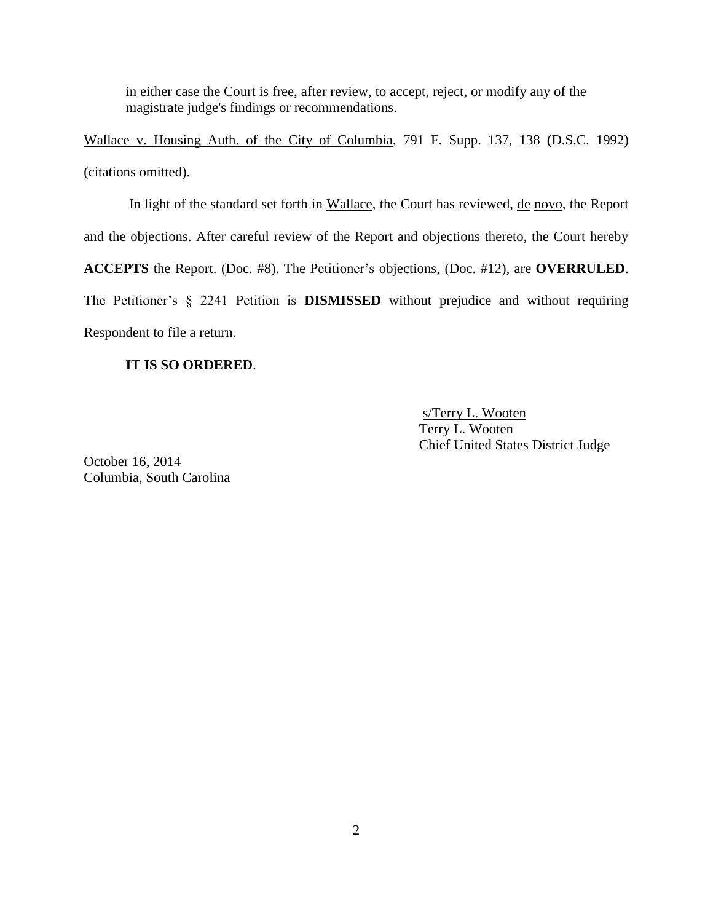> in either case the Court is free, after review, to accept, reject, or modify any of the magistrate judge's findings or recommendations.

Wallace v. Housing Auth. of the City of Columbia, 791 F. Supp. 137, 138 (D.S.C. 1992) (citations omitted).

In light of the standard set forth in Wallace, the Court has reviewed, de novo, the Report and the objections. After careful review of the Report and objections thereto, the Court hereby **ACCEPTS** the Report. (Doc. #8). The Petitioner's objections, (Doc. #12), are **OVERRULED**. The Petitioner's § 2241 Petition is **DISMISSED** without prejudice and without requiring Respondent to file a return.

**IT IS SO ORDERED**.

s/Terry L. Wooten
Terry L. Wooten
Chief United States District Judge

October 16, 2014
Columbia, South Carolina